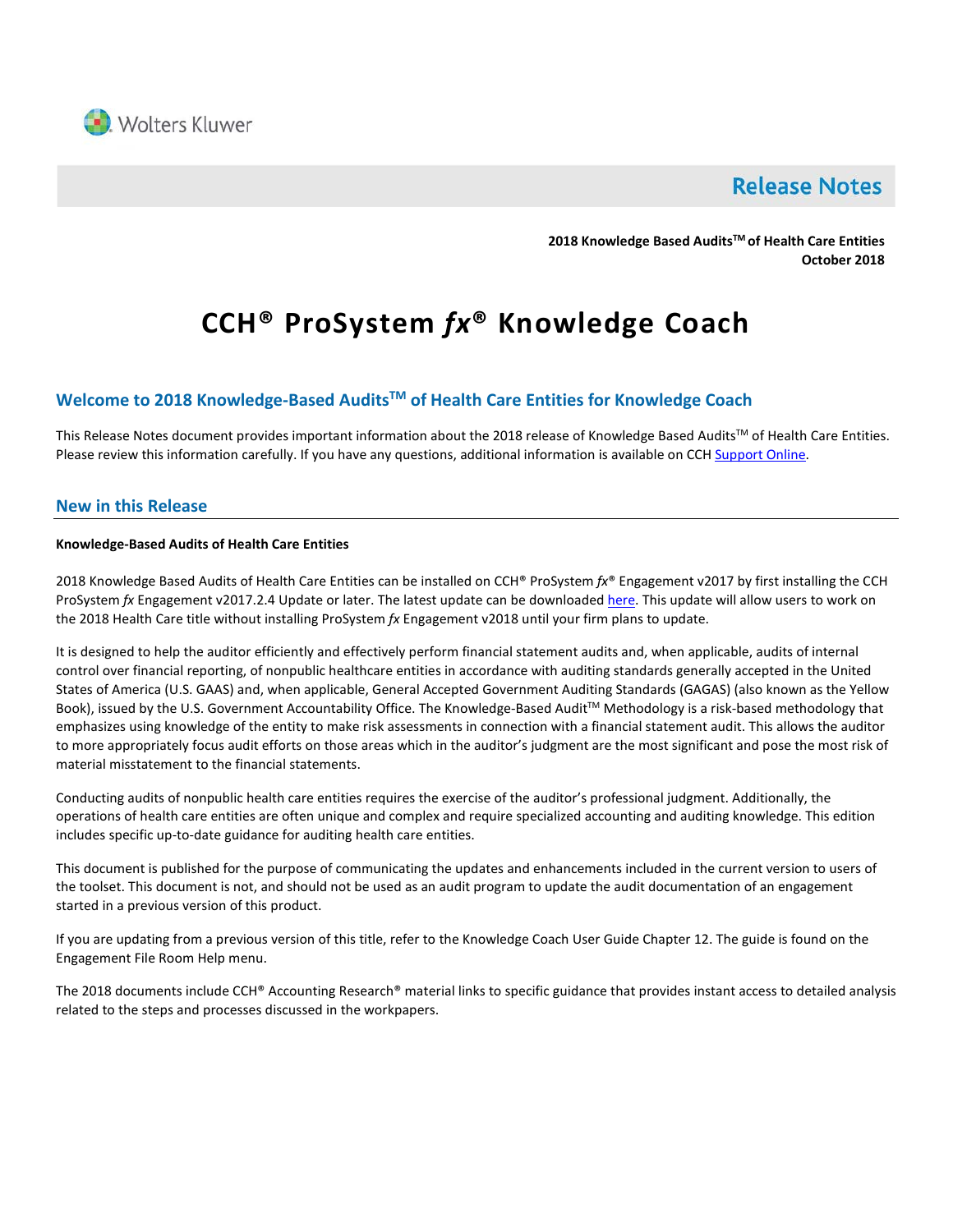Wolters Kluwer

# Release Notes

**2018 Knowledge Based Audits™ of Health Care Entities**
**October 2018**

# CCH® ProSystem *fx*® Knowledge Coach

## Welcome to 2018 Knowledge-Based Audits™ of Health Care Entities for Knowledge Coach

This Release Notes document provides important information about the 2018 release of Knowledge Based Audits™ of Health Care Entities. Please review this information carefully. If you have any questions, additional information is available on CCH Support Online.

## New in this Release

**Knowledge-Based Audits of Health Care Entities**

2018 Knowledge Based Audits of Health Care Entities can be installed on CCH® ProSystem *fx*® Engagement v2017 by first installing the CCH ProSystem *fx* Engagement v2017.2.4 Update or later. The latest update can be downloaded here. This update will allow users to work on the 2018 Health Care title without installing ProSystem *fx* Engagement v2018 until your firm plans to update.

It is designed to help the auditor efficiently and effectively perform financial statement audits and, when applicable, audits of internal control over financial reporting, of nonpublic healthcare entities in accordance with auditing standards generally accepted in the United States of America (U.S. GAAS) and, when applicable, General Accepted Government Auditing Standards (GAGAS) (also known as the Yellow Book), issued by the U.S. Government Accountability Office. The Knowledge-Based Audit™ Methodology is a risk-based methodology that emphasizes using knowledge of the entity to make risk assessments in connection with a financial statement audit. This allows the auditor to more appropriately focus audit efforts on those areas which in the auditor's judgment are the most significant and pose the most risk of material misstatement to the financial statements.

Conducting audits of nonpublic health care entities requires the exercise of the auditor's professional judgment. Additionally, the operations of health care entities are often unique and complex and require specialized accounting and auditing knowledge. This edition includes specific up-to-date guidance for auditing health care entities.

This document is published for the purpose of communicating the updates and enhancements included in the current version to users of the toolset. This document is not, and should not be used as an audit program to update the audit documentation of an engagement started in a previous version of this product.

If you are updating from a previous version of this title, refer to the Knowledge Coach User Guide Chapter 12. The guide is found on the Engagement File Room Help menu.

The 2018 documents include CCH® Accounting Research® material links to specific guidance that provides instant access to detailed analysis related to the steps and processes discussed in the workpapers.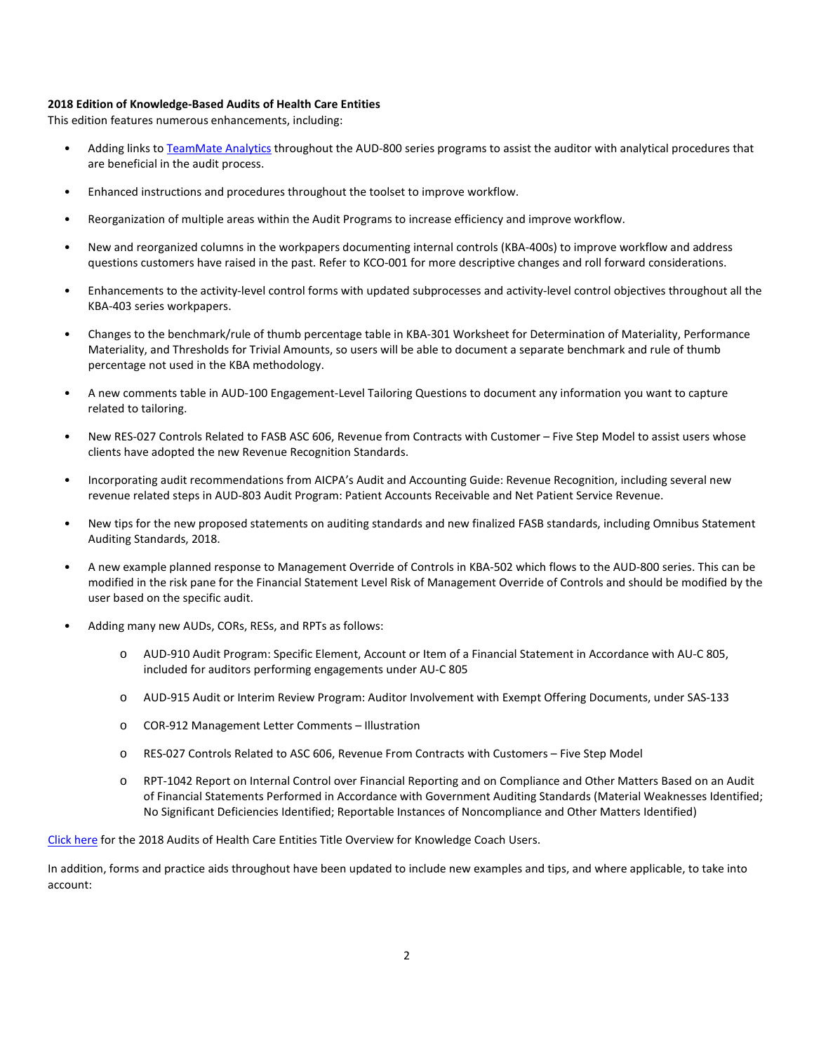**2018 Edition of Knowledge-Based Audits of Health Care Entities**

This edition features numerous enhancements, including:

- Adding links to [TeamMate Analytics](#) throughout the AUD-800 series programs to assist the auditor with analytical procedures that are beneficial in the audit process.
- Enhanced instructions and procedures throughout the toolset to improve workflow.
- Reorganization of multiple areas within the Audit Programs to increase efficiency and improve workflow.
- New and reorganized columns in the workpapers documenting internal controls (KBA-400s) to improve workflow and address questions customers have raised in the past. Refer to KCO-001 for more descriptive changes and roll forward considerations.
- Enhancements to the activity-level control forms with updated subprocesses and activity-level control objectives throughout all the KBA-403 series workpapers.
- Changes to the benchmark/rule of thumb percentage table in KBA-301 Worksheet for Determination of Materiality, Performance Materiality, and Thresholds for Trivial Amounts, so users will be able to document a separate benchmark and rule of thumb percentage not used in the KBA methodology.
- A new comments table in AUD-100 Engagement-Level Tailoring Questions to document any information you want to capture related to tailoring.
- New RES-027 Controls Related to FASB ASC 606, Revenue from Contracts with Customer – Five Step Model to assist users whose clients have adopted the new Revenue Recognition Standards.
- Incorporating audit recommendations from AICPA's Audit and Accounting Guide: Revenue Recognition, including several new revenue related steps in AUD-803 Audit Program: Patient Accounts Receivable and Net Patient Service Revenue.
- New tips for the new proposed statements on auditing standards and new finalized FASB standards, including Omnibus Statement Auditing Standards, 2018.
- A new example planned response to Management Override of Controls in KBA-502 which flows to the AUD-800 series. This can be modified in the risk pane for the Financial Statement Level Risk of Management Override of Controls and should be modified by the user based on the specific audit.
- Adding many new AUDs, CORs, RESs, and RPTs as follows:
  - AUD-910 Audit Program: Specific Element, Account or Item of a Financial Statement in Accordance with AU-C 805, included for auditors performing engagements under AU-C 805
  - AUD-915 Audit or Interim Review Program: Auditor Involvement with Exempt Offering Documents, under SAS-133
  - COR-912 Management Letter Comments – Illustration
  - RES-027 Controls Related to ASC 606, Revenue From Contracts with Customers – Five Step Model
  - RPT-1042 Report on Internal Control over Financial Reporting and on Compliance and Other Matters Based on an Audit of Financial Statements Performed in Accordance with Government Auditing Standards (Material Weaknesses Identified; No Significant Deficiencies Identified; Reportable Instances of Noncompliance and Other Matters Identified)

[Click here](#) for the 2018 Audits of Health Care Entities Title Overview for Knowledge Coach Users.

In addition, forms and practice aids throughout have been updated to include new examples and tips, and where applicable, to take into account: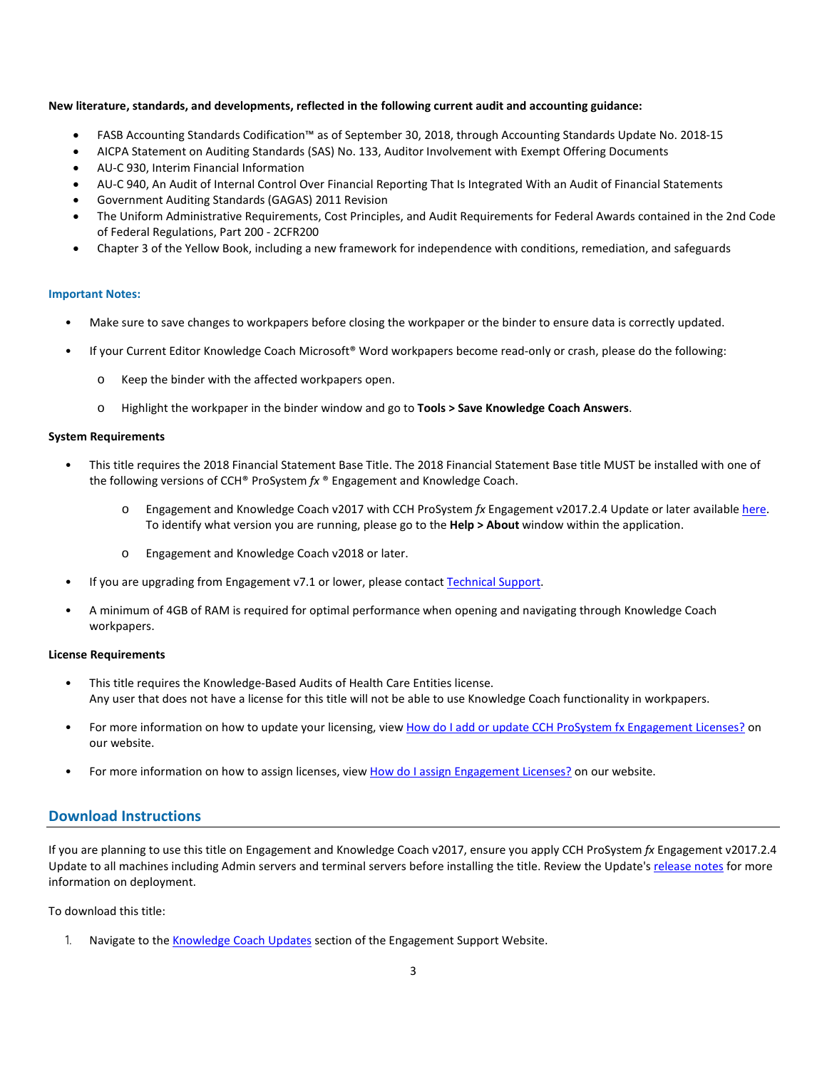**New literature, standards, and developments, reflected in the following current audit and accounting guidance:**

- FASB Accounting Standards Codification™ as of September 30, 2018, through Accounting Standards Update No. 2018-15
- AICPA Statement on Auditing Standards (SAS) No. 133, Auditor Involvement with Exempt Offering Documents
- AU-C 930, Interim Financial Information
- AU-C 940, An Audit of Internal Control Over Financial Reporting That Is Integrated With an Audit of Financial Statements
- Government Auditing Standards (GAGAS) 2011 Revision
- The Uniform Administrative Requirements, Cost Principles, and Audit Requirements for Federal Awards contained in the 2nd Code of Federal Regulations, Part 200 - 2CFR200
- Chapter 3 of the Yellow Book, including a new framework for independence with conditions, remediation, and safeguards

### Important Notes:

- Make sure to save changes to workpapers before closing the workpaper or the binder to ensure data is correctly updated.
- If your Current Editor Knowledge Coach Microsoft® Word workpapers become read-only or crash, please do the following:
  - Keep the binder with the affected workpapers open.
  - Highlight the workpaper in the binder window and go to **Tools > Save Knowledge Coach Answers**.

**System Requirements**

- This title requires the 2018 Financial Statement Base Title. The 2018 Financial Statement Base title MUST be installed with one of the following versions of CCH® ProSystem *fx* ® Engagement and Knowledge Coach.
  - Engagement and Knowledge Coach v2017 with CCH ProSystem *fx* Engagement v2017.2.4 Update or later available here. To identify what version you are running, please go to the **Help > About** window within the application.
  - Engagement and Knowledge Coach v2018 or later.
- If you are upgrading from Engagement v7.1 or lower, please contact Technical Support.
- A minimum of 4GB of RAM is required for optimal performance when opening and navigating through Knowledge Coach workpapers.

**License Requirements**

- This title requires the Knowledge-Based Audits of Health Care Entities license.
  Any user that does not have a license for this title will not be able to use Knowledge Coach functionality in workpapers.
- For more information on how to update your licensing, view How do I add or update CCH ProSystem fx Engagement Licenses? on our website.
- For more information on how to assign licenses, view How do I assign Engagement Licenses? on our website.

## Download Instructions

If you are planning to use this title on Engagement and Knowledge Coach v2017, ensure you apply CCH ProSystem *fx* Engagement v2017.2.4 Update to all machines including Admin servers and terminal servers before installing the title. Review the Update's release notes for more information on deployment.

To download this title:

1. Navigate to the Knowledge Coach Updates section of the Engagement Support Website.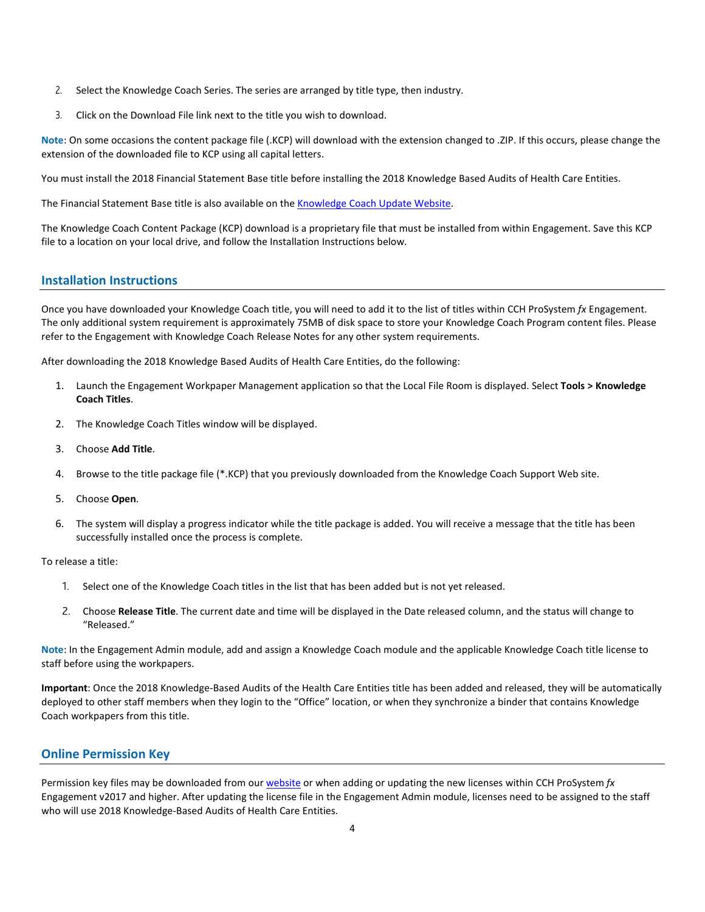2. Select the Knowledge Coach Series. The series are arranged by title type, then industry.

3. Click on the Download File link next to the title you wish to download.

**Note**: On some occasions the content package file (.KCP) will download with the extension changed to .ZIP. If this occurs, please change the extension of the downloaded file to KCP using all capital letters.

You must install the 2018 Financial Statement Base title before installing the 2018 Knowledge Based Audits of Health Care Entities.

The Financial Statement Base title is also available on the [Knowledge Coach Update Website](Knowledge Coach Update Website).

The Knowledge Coach Content Package (KCP) download is a proprietary file that must be installed from within Engagement. Save this KCP file to a location on your local drive, and follow the Installation Instructions below.

## Installation Instructions

Once you have downloaded your Knowledge Coach title, you will need to add it to the list of titles within CCH ProSystem *fx* Engagement. The only additional system requirement is approximately 75MB of disk space to store your Knowledge Coach Program content files. Please refer to the Engagement with Knowledge Coach Release Notes for any other system requirements.

After downloading the 2018 Knowledge Based Audits of Health Care Entities, do the following:

1. Launch the Engagement Workpaper Management application so that the Local File Room is displayed. Select **Tools > Knowledge Coach Titles**.
2. The Knowledge Coach Titles window will be displayed.
3. Choose **Add Title**.
4. Browse to the title package file (*.KCP) that you previously downloaded from the Knowledge Coach Support Web site.
5. Choose **Open**.
6. The system will display a progress indicator while the title package is added. You will receive a message that the title has been successfully installed once the process is complete.

To release a title:

1. Select one of the Knowledge Coach titles in the list that has been added but is not yet released.
2. Choose **Release Title**. The current date and time will be displayed in the Date released column, and the status will change to "Released."

**Note**: In the Engagement Admin module, add and assign a Knowledge Coach module and the applicable Knowledge Coach title license to staff before using the workpapers.

**Important**: Once the 2018 Knowledge-Based Audits of the Health Care Entities title has been added and released, they will be automatically deployed to other staff members when they login to the "Office" location, or when they synchronize a binder that contains Knowledge Coach workpapers from this title.

## Online Permission Key

Permission key files may be downloaded from our website or when adding or updating the new licenses within CCH ProSystem *fx* Engagement v2017 and higher. After updating the license file in the Engagement Admin module, licenses need to be assigned to the staff who will use 2018 Knowledge-Based Audits of Health Care Entities.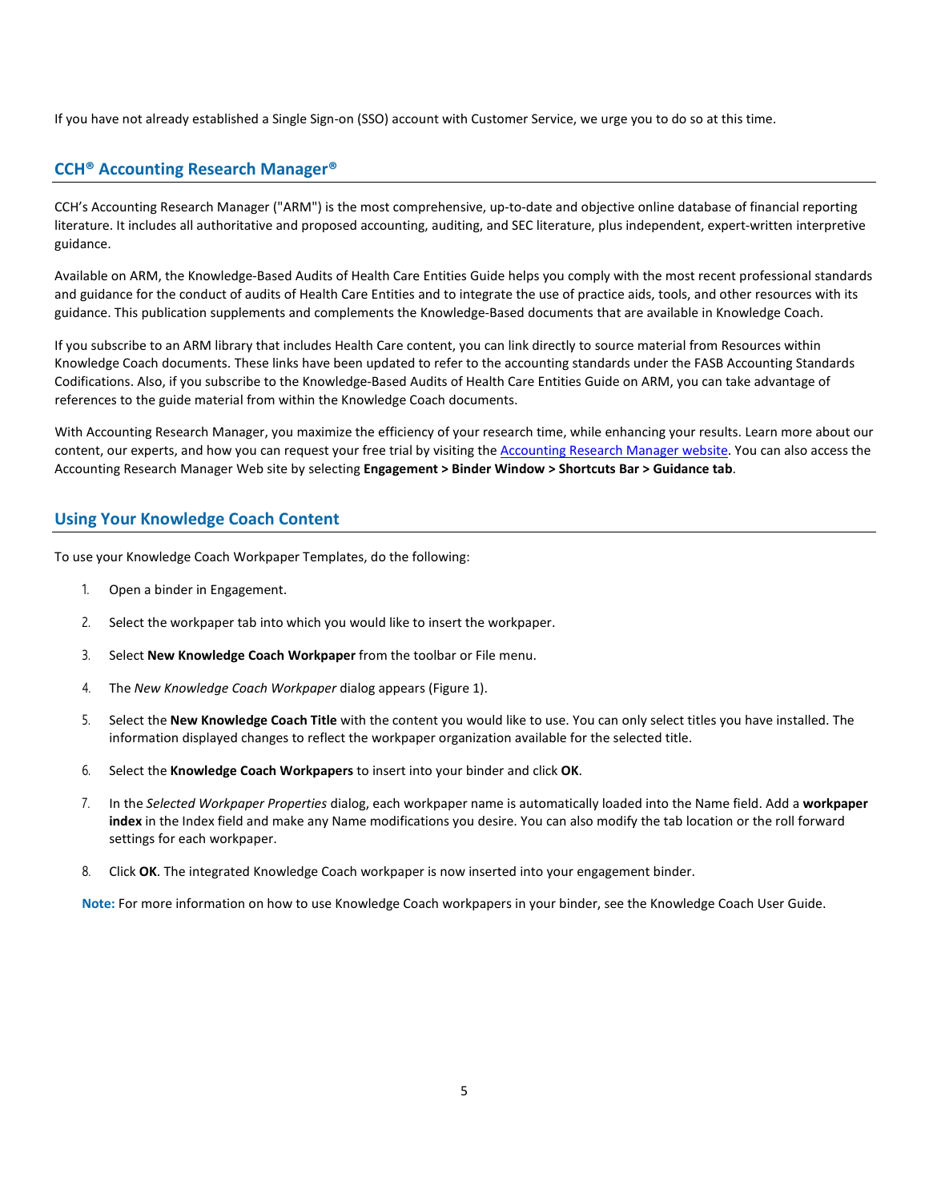If you have not already established a Single Sign-on (SSO) account with Customer Service, we urge you to do so at this time.

## CCH® Accounting Research Manager®

CCH's Accounting Research Manager ("ARM") is the most comprehensive, up-to-date and objective online database of financial reporting literature. It includes all authoritative and proposed accounting, auditing, and SEC literature, plus independent, expert-written interpretive guidance.

Available on ARM, the Knowledge-Based Audits of Health Care Entities Guide helps you comply with the most recent professional standards and guidance for the conduct of audits of Health Care Entities and to integrate the use of practice aids, tools, and other resources with its guidance. This publication supplements and complements the Knowledge-Based documents that are available in Knowledge Coach.

If you subscribe to an ARM library that includes Health Care content, you can link directly to source material from Resources within Knowledge Coach documents. These links have been updated to refer to the accounting standards under the FASB Accounting Standards Codifications. Also, if you subscribe to the Knowledge-Based Audits of Health Care Entities Guide on ARM, you can take advantage of references to the guide material from within the Knowledge Coach documents.

With Accounting Research Manager, you maximize the efficiency of your research time, while enhancing your results. Learn more about our content, our experts, and how you can request your free trial by visiting the Accounting Research Manager website. You can also access the Accounting Research Manager Web site by selecting **Engagement > Binder Window > Shortcuts Bar > Guidance tab**.

## Using Your Knowledge Coach Content

To use your Knowledge Coach Workpaper Templates, do the following:

1. Open a binder in Engagement.
2. Select the workpaper tab into which you would like to insert the workpaper.
3. Select **New Knowledge Coach Workpaper** from the toolbar or File menu.
4. The *New Knowledge Coach Workpaper* dialog appears (Figure 1).
5. Select the **New Knowledge Coach Title** with the content you would like to use. You can only select titles you have installed. The information displayed changes to reflect the workpaper organization available for the selected title.
6. Select the **Knowledge Coach Workpapers** to insert into your binder and click **OK**.
7. In the *Selected Workpaper Properties* dialog, each workpaper name is automatically loaded into the Name field. Add a **workpaper index** in the Index field and make any Name modifications you desire. You can also modify the tab location or the roll forward settings for each workpaper.
8. Click **OK**. The integrated Knowledge Coach workpaper is now inserted into your engagement binder.

**Note:** For more information on how to use Knowledge Coach workpapers in your binder, see the Knowledge Coach User Guide.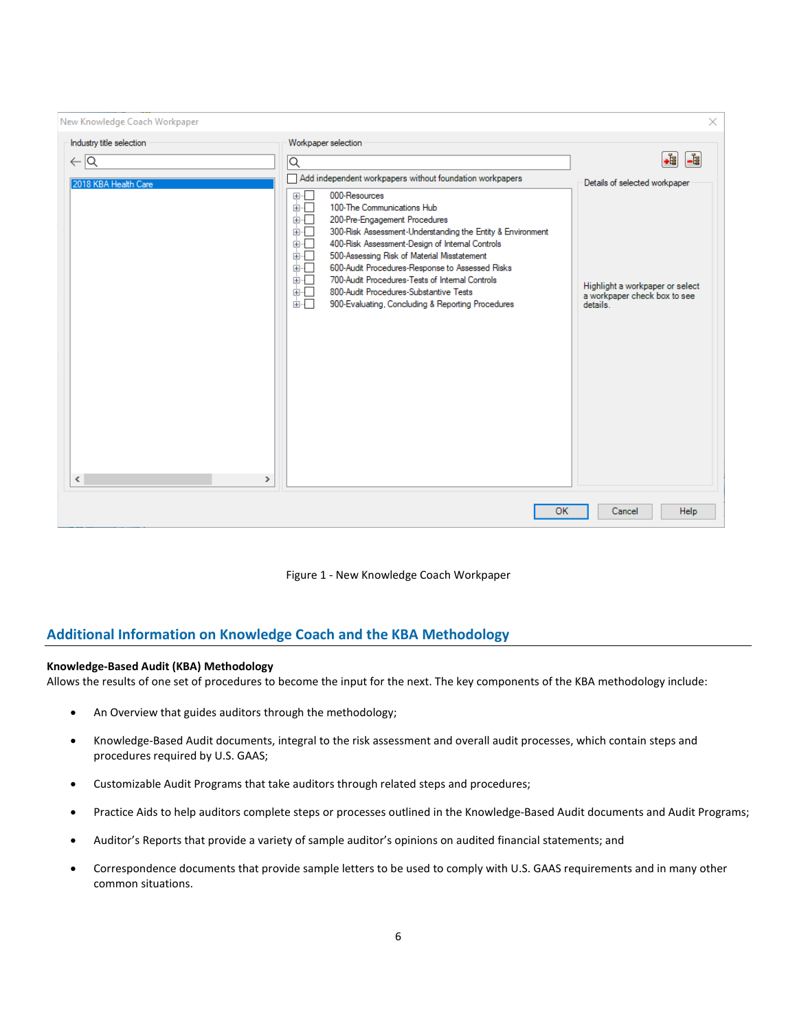Figure 1 - New Knowledge Coach Workpaper

## Additional Information on Knowledge Coach and the KBA Methodology

**Knowledge-Based Audit (KBA) Methodology**

Allows the results of one set of procedures to become the input for the next. The key components of the KBA methodology include:

- An Overview that guides auditors through the methodology;
- Knowledge-Based Audit documents, integral to the risk assessment and overall audit processes, which contain steps and procedures required by U.S. GAAS;
- Customizable Audit Programs that take auditors through related steps and procedures;
- Practice Aids to help auditors complete steps or processes outlined in the Knowledge-Based Audit documents and Audit Programs;
- Auditor's Reports that provide a variety of sample auditor's opinions on audited financial statements; and
- Correspondence documents that provide sample letters to be used to comply with U.S. GAAS requirements and in many other common situations.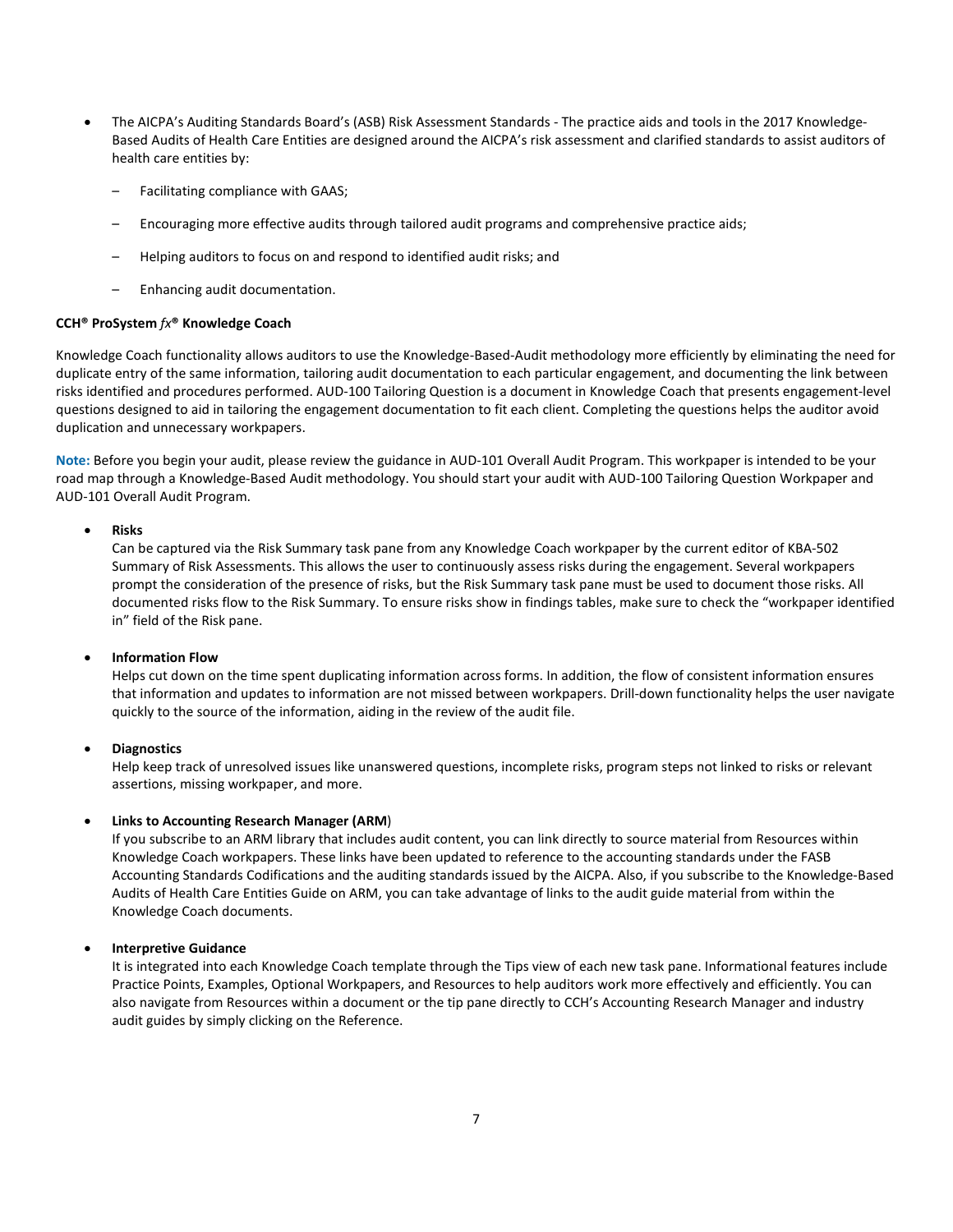- The AICPA's Auditing Standards Board's (ASB) Risk Assessment Standards - The practice aids and tools in the 2017 Knowledge-Based Audits of Health Care Entities are designed around the AICPA's risk assessment and clarified standards to assist auditors of health care entities by:
  - Facilitating compliance with GAAS;
  - Encouraging more effective audits through tailored audit programs and comprehensive practice aids;
  - Helping auditors to focus on and respond to identified audit risks; and
  - Enhancing audit documentation.

**CCH® ProSystem *fx*® Knowledge Coach**

Knowledge Coach functionality allows auditors to use the Knowledge-Based-Audit methodology more efficiently by eliminating the need for duplicate entry of the same information, tailoring audit documentation to each particular engagement, and documenting the link between risks identified and procedures performed. AUD-100 Tailoring Question is a document in Knowledge Coach that presents engagement-level questions designed to aid in tailoring the engagement documentation to fit each client. Completing the questions helps the auditor avoid duplication and unnecessary workpapers.

**Note:** Before you begin your audit, please review the guidance in AUD-101 Overall Audit Program. This workpaper is intended to be your road map through a Knowledge-Based Audit methodology. You should start your audit with AUD-100 Tailoring Question Workpaper and AUD-101 Overall Audit Program.

- **Risks**
  Can be captured via the Risk Summary task pane from any Knowledge Coach workpaper by the current editor of KBA-502 Summary of Risk Assessments. This allows the user to continuously assess risks during the engagement. Several workpapers prompt the consideration of the presence of risks, but the Risk Summary task pane must be used to document those risks. All documented risks flow to the Risk Summary. To ensure risks show in findings tables, make sure to check the "workpaper identified in" field of the Risk pane.

- **Information Flow**
  Helps cut down on the time spent duplicating information across forms. In addition, the flow of consistent information ensures that information and updates to information are not missed between workpapers. Drill-down functionality helps the user navigate quickly to the source of the information, aiding in the review of the audit file.

- **Diagnostics**
  Help keep track of unresolved issues like unanswered questions, incomplete risks, program steps not linked to risks or relevant assertions, missing workpaper, and more.

- **Links to Accounting Research Manager (ARM)**
  If you subscribe to an ARM library that includes audit content, you can link directly to source material from Resources within Knowledge Coach workpapers. These links have been updated to reference to the accounting standards under the FASB Accounting Standards Codifications and the auditing standards issued by the AICPA. Also, if you subscribe to the Knowledge-Based Audits of Health Care Entities Guide on ARM, you can take advantage of links to the audit guide material from within the Knowledge Coach documents.

- **Interpretive Guidance**
  It is integrated into each Knowledge Coach template through the Tips view of each new task pane. Informational features include Practice Points, Examples, Optional Workpapers, and Resources to help auditors work more effectively and efficiently. You can also navigate from Resources within a document or the tip pane directly to CCH's Accounting Research Manager and industry audit guides by simply clicking on the Reference.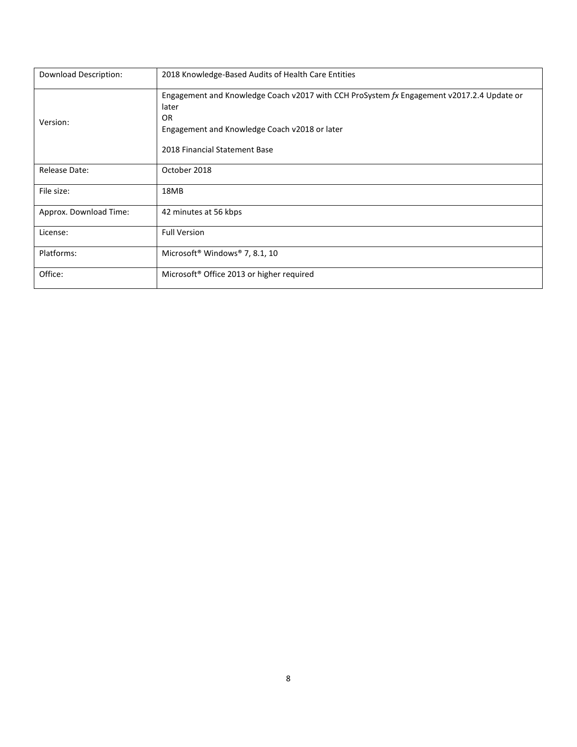| | |
|---|---|
| Download Description: | 2018 Knowledge-Based Audits of Health Care Entities |
| Version: | Engagement and Knowledge Coach v2017 with CCH ProSystem *fx* Engagement v2017.2.4 Update or later<br>OR<br>Engagement and Knowledge Coach v2018 or later<br><br>2018 Financial Statement Base |
| Release Date: | October 2018 |
| File size: | 18MB |
| Approx. Download Time: | 42 minutes at 56 kbps |
| License: | Full Version |
| Platforms: | Microsoft® Windows® 7, 8.1, 10 |
| Office: | Microsoft® Office 2013 or higher required |